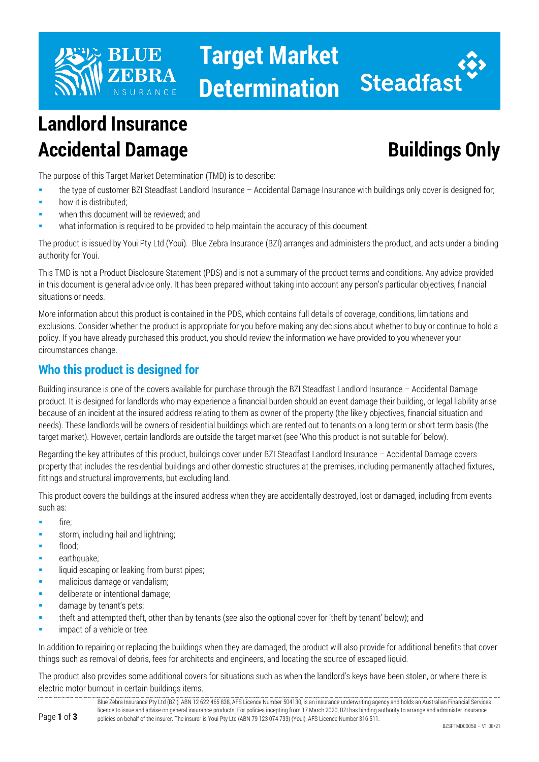# Target Market Determination

# Landlord Insurance Accidental Damage

# Buildings Only

The purpose of this Target Market Determination (TMD) is to describe:

- the type of customer BZI Steadfast Landlord Insurance – Accidental Damage Insurance with buildings only cover is designed for;
- how it is distributed;
- when this document will be reviewed; and
- what information is required to be provided to help maintain the accuracy of this document.

The product is issued by Youi Pty Ltd (Youi). Blue Zebra Insurance (BZI) arranges and administers the product, and acts under a binding authority for Youi.

This TMD is not a Product Disclosure Statement (PDS) and is not a summary of the product terms and conditions. Any advice provided in this document is general advice only. It has been prepared without taking into account any person's particular objectives, financial situations or needs.

More information about this product is contained in the PDS, which contains full details of coverage, conditions, limitations and exclusions. Consider whether the product is appropriate for you before making any decisions about whether to buy or continue to hold a policy. If you have already purchased this product, you should review the information we have provided to you whenever your circumstances change.

## Who this product is designed for

Building insurance is one of the covers available for purchase through the BZI Steadfast Landlord Insurance – Accidental Damage product. It is designed for landlords who may experience a financial burden should an event damage their building, or legal liability arise because of an incident at the insured address relating to them as owner of the property (the likely objectives, financial situation and needs). These landlords will be owners of residential buildings which are rented out to tenants on a long term or short term basis (the target market). However, certain landlords are outside the target market (see 'Who this product is not suitable for' below).

Regarding the key attributes of this product, buildings cover under BZI Steadfast Landlord Insurance – Accidental Damage covers property that includes the residential buildings and other domestic structures at the premises, including permanently attached fixtures, fittings and structural improvements, but excluding land.

This product covers the buildings at the insured address when they are accidentally destroyed, lost or damaged, including from events such as:

- fire;
- storm, including hail and lightning;
- flood;
- earthquake;
- liquid escaping or leaking from burst pipes;
- malicious damage or vandalism;
- deliberate or intentional damage;
- damage by tenant's pets;
- theft and attempted theft, other than by tenants (see also the optional cover for 'theft by tenant' below); and
- impact of a vehicle or tree.

In addition to repairing or replacing the buildings when they are damaged, the product will also provide for additional benefits that cover things such as removal of debris, fees for architects and engineers, and locating the source of escaped liquid.

The product also provides some additional covers for situations such as when the landlord's keys have been stolen, or where there is electric motor burnout in certain buildings items.

Blue Zebra Insurance Pty Ltd (BZI), ABN 12 622 465 838, AFS Licence Number 504130, is an insurance underwriting agency and holds an Australian Financial Services licence to issue and advise on general insurance products. For policies incepting from 17 March 2020, BZI has binding authority to arrange and administer insurance policies on behalf of the insurer. The insurer is Youi Pty Ltd (ABN 79 123 074 733) (Youi), AFS Licence Number 316 511.

BZSFTMD0005B – V1 08/21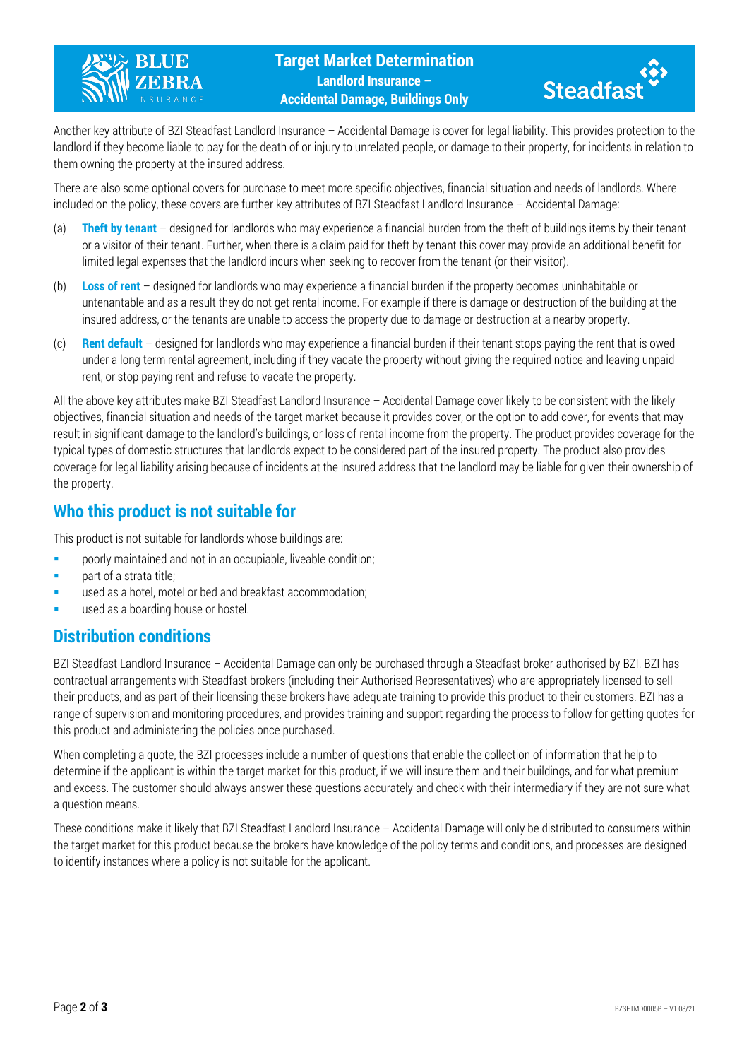Another key attribute of BZI Steadfast Landlord Insurance – Accidental Damage is cover for legal liability. This provides protection to the landlord if they become liable to pay for the death of or injury to unrelated people, or damage to their property, for incidents in relation to them owning the property at the insured address.

There are also some optional covers for purchase to meet more specific objectives, financial situation and needs of landlords. Where included on the policy, these covers are further key attributes of BZI Steadfast Landlord Insurance – Accidental Damage:

(a) **Theft by tenant** – designed for landlords who may experience a financial burden from the theft of buildings items by their tenant or a visitor of their tenant. Further, when there is a claim paid for theft by tenant this cover may provide an additional benefit for limited legal expenses that the landlord incurs when seeking to recover from the tenant (or their visitor).

(b) **Loss of rent** – designed for landlords who may experience a financial burden if the property becomes uninhabitable or untenantable and as a result they do not get rental income. For example if there is damage or destruction of the building at the insured address, or the tenants are unable to access the property due to damage or destruction at a nearby property.

(c) **Rent default** – designed for landlords who may experience a financial burden if their tenant stops paying the rent that is owed under a long term rental agreement, including if they vacate the property without giving the required notice and leaving unpaid rent, or stop paying rent and refuse to vacate the property.

All the above key attributes make BZI Steadfast Landlord Insurance – Accidental Damage cover likely to be consistent with the likely objectives, financial situation and needs of the target market because it provides cover, or the option to add cover, for events that may result in significant damage to the landlord's buildings, or loss of rental income from the property. The product provides coverage for the typical types of domestic structures that landlords expect to be considered part of the insured property. The product also provides coverage for legal liability arising because of incidents at the insured address that the landlord may be liable for given their ownership of the property.

## Who this product is not suitable for

This product is not suitable for landlords whose buildings are:

- poorly maintained and not in an occupiable, liveable condition;
- part of a strata title;
- used as a hotel, motel or bed and breakfast accommodation;
- used as a boarding house or hostel.

## Distribution conditions

BZI Steadfast Landlord Insurance – Accidental Damage can only be purchased through a Steadfast broker authorised by BZI. BZI has contractual arrangements with Steadfast brokers (including their Authorised Representatives) who are appropriately licensed to sell their products, and as part of their licensing these brokers have adequate training to provide this product to their customers. BZI has a range of supervision and monitoring procedures, and provides training and support regarding the process to follow for getting quotes for this product and administering the policies once purchased.

When completing a quote, the BZI processes include a number of questions that enable the collection of information that help to determine if the applicant is within the target market for this product, if we will insure them and their buildings, and for what premium and excess. The customer should always answer these questions accurately and check with their intermediary if they are not sure what a question means.

These conditions make it likely that BZI Steadfast Landlord Insurance – Accidental Damage will only be distributed to consumers within the target market for this product because the brokers have knowledge of the policy terms and conditions, and processes are designed to identify instances where a policy is not suitable for the applicant.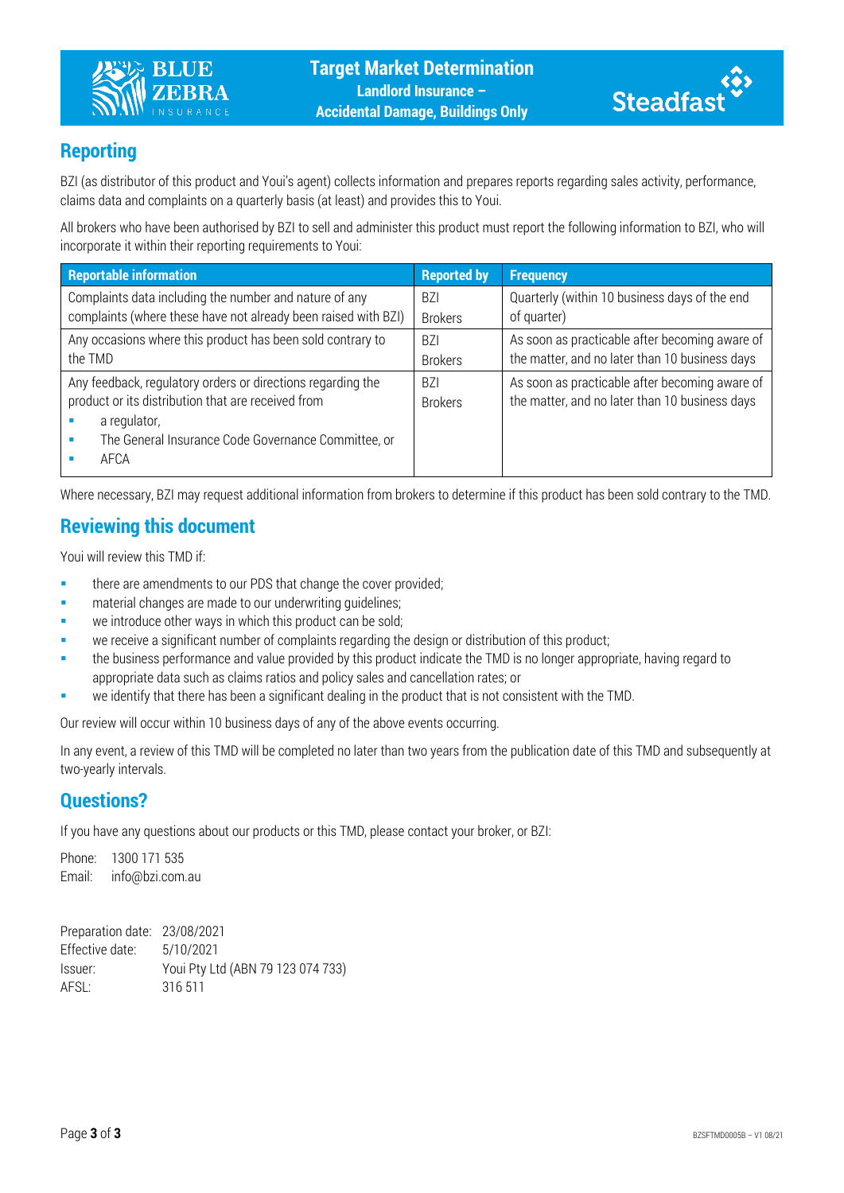## Reporting

BZI (as distributor of this product and Youi's agent) collects information and prepares reports regarding sales activity, performance, claims data and complaints on a quarterly basis (at least) and provides this to Youi.

All brokers who have been authorised by BZI to sell and administer this product must report the following information to BZI, who will incorporate it within their reporting requirements to Youi:

| Reportable information | Reported by | Frequency |
|---|---|---|
| Complaints data including the number and nature of any complaints (where these have not already been raised with BZI) | BZI<br>Brokers | Quarterly (within 10 business days of the end of quarter) |
| Any occasions where this product has been sold contrary to the TMD | BZI<br>Brokers | As soon as practicable after becoming aware of the matter, and no later than 10 business days |
| Any feedback, regulatory orders or directions regarding the product or its distribution that are received from<br>▪ a regulator,<br>▪ The General Insurance Code Governance Committee, or<br>▪ AFCA | BZI<br>Brokers | As soon as practicable after becoming aware of the matter, and no later than 10 business days |

Where necessary, BZI may request additional information from brokers to determine if this product has been sold contrary to the TMD.

## Reviewing this document

Youi will review this TMD if:

- there are amendments to our PDS that change the cover provided;
- material changes are made to our underwriting guidelines;
- we introduce other ways in which this product can be sold;
- we receive a significant number of complaints regarding the design or distribution of this product;
- the business performance and value provided by this product indicate the TMD is no longer appropriate, having regard to appropriate data such as claims ratios and policy sales and cancellation rates; or
- we identify that there has been a significant dealing in the product that is not consistent with the TMD.

Our review will occur within 10 business days of any of the above events occurring.

In any event, a review of this TMD will be completed no later than two years from the publication date of this TMD and subsequently at two-yearly intervals.

## Questions?

If you have any questions about our products or this TMD, please contact your broker, or BZI:

Phone: 1300 171 535
Email: info@bzi.com.au

Preparation date: 23/08/2021
Effective date: 5/10/2021
Issuer: Youi Pty Ltd (ABN 79 123 074 733)
AFSL: 316 511